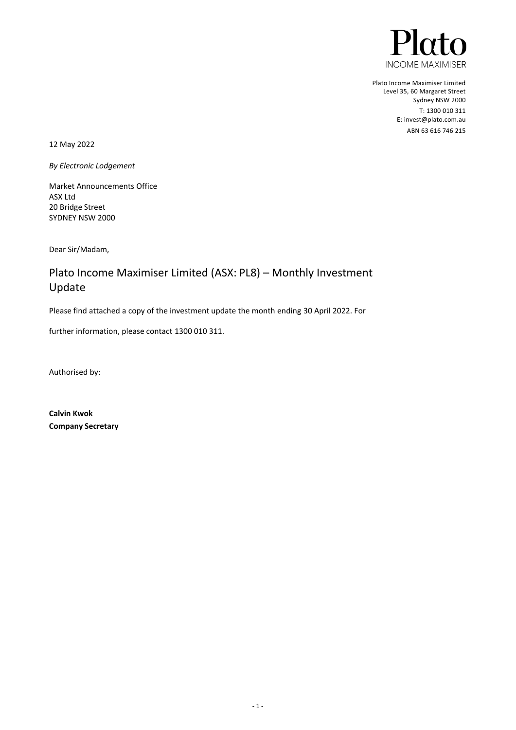Plato
INCOME MAXIMISER

Plato Income Maximiser Limited
Level 35, 60 Margaret Street
Sydney NSW 2000
T: 1300 010 311
E: invest@plato.com.au
ABN 63 616 746 215

12 May 2022

*By Electronic Lodgement*

Market Announcements Office
ASX Ltd
20 Bridge Street
SYDNEY NSW 2000

Dear Sir/Madam,

## Plato Income Maximiser Limited (ASX: PL8) – Monthly Investment Update

Please find attached a copy of the investment update the month ending 30 April 2022. For further information, please contact 1300 010 311.

Authorised by:

**Calvin Kwok**
**Company Secretary**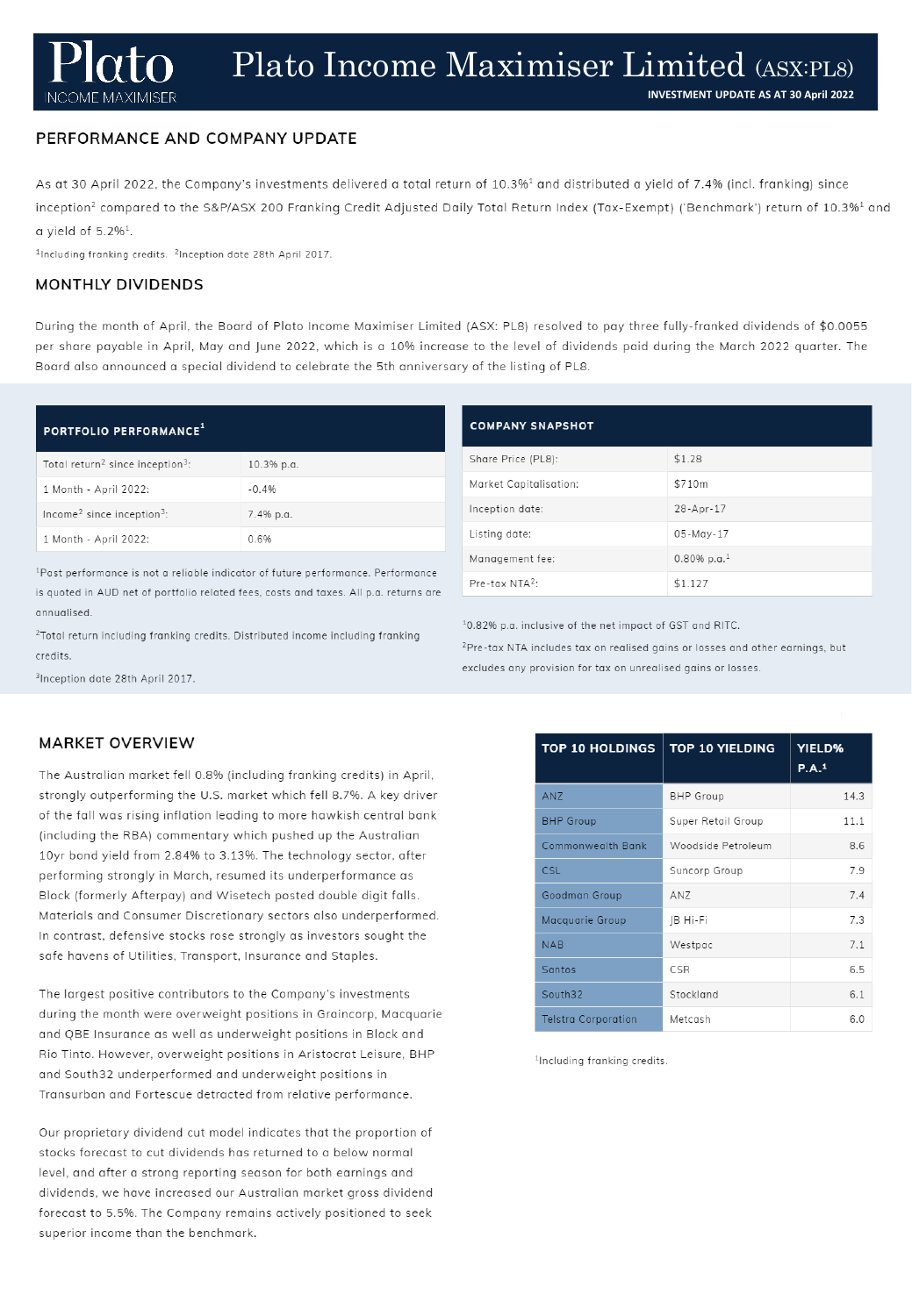# Plato Income Maximiser Limited (ASX:PL8)

**INVESTMENT UPDATE AS AT 30 April 2022**

## PERFORMANCE AND COMPANY UPDATE

As at 30 April 2022, the Company's investments delivered a total return of 10.3%[1] and distributed a yield of 7.4% (incl. franking) since inception[2] compared to the S&P/ASX 200 Franking Credit Adjusted Daily Total Return Index (Tax-Exempt) ('Benchmark') return of 10.3%[1] and a yield of 5.2%[1].

[1]Including franking credits. [2]Inception date 28th April 2017.

## MONTHLY DIVIDENDS

During the month of April, the Board of Plato Income Maximiser Limited (ASX: PL8) resolved to pay three fully-franked dividends of $0.0055 per share payable in April, May and June 2022, which is a 10% increase to the level of dividends paid during the March 2022 quarter. The Board also announced a special dividend to celebrate the 5th anniversary of the listing of PL8.

| PORTFOLIO PERFORMANCE[1] | |
|---|---|
| Total return[2] since inception[3]: | 10.3% p.a. |
| 1 Month - April 2022: | -0.4% |
| Income[2] since inception[3]: | 7.4% p.a. |
| 1 Month - April 2022: | 0.6% |

[1]Past performance is not a reliable indicator of future performance. Performance is quoted in AUD net of portfolio related fees, costs and taxes. All p.a. returns are annualised.

[2]Total return including franking credits. Distributed income including franking credits.

[3]Inception date 28th April 2017.

| COMPANY SNAPSHOT | |
|---|---|
| Share Price (PL8): | $1.28 |
| Market Capitalisation: | $710m |
| Inception date: | 28-Apr-17 |
| Listing date: | 05-May-17 |
| Management fee: | 0.80% p.a.[1] |
| Pre-tax NTA[2]: | $1.127 |

[1]0.82% p.a. inclusive of the net impact of GST and RITC.

[2]Pre-tax NTA includes tax on realised gains or losses and other earnings, but excludes any provision for tax on unrealised gains or losses.

## MARKET OVERVIEW

The Australian market fell 0.8% (including franking credits) in April, strongly outperforming the U.S. market which fell 8.7%. A key driver of the fall was rising inflation leading to more hawkish central bank (including the RBA) commentary which pushed up the Australian 10yr bond yield from 2.84% to 3.13%. The technology sector, after performing strongly in March, resumed its underperformance as Block (formerly Afterpay) and Wisetech posted double digit falls. Materials and Consumer Discretionary sectors also underperformed. In contrast, defensive stocks rose strongly as investors sought the safe havens of Utilities, Transport, Insurance and Staples.

The largest positive contributors to the Company's investments during the month were overweight positions in Graincorp, Macquarie and QBE Insurance as well as underweight positions in Block and Rio Tinto. However, overweight positions in Aristocrat Leisure, BHP and South32 underperformed and underweight positions in Transurban and Fortescue detracted from relative performance.

Our proprietary dividend cut model indicates that the proportion of stocks forecast to cut dividends has returned to a below normal level, and after a strong reporting season for both earnings and dividends, we have increased our Australian market gross dividend forecast to 5.5%. The Company remains actively positioned to seek superior income than the benchmark.

| TOP 10 HOLDINGS | TOP 10 YIELDING | YIELD% P.A.[1] |
|---|---|---|
| ANZ | BHP Group | 14.3 |
| BHP Group | Super Retail Group | 11.1 |
| Commonwealth Bank | Woodside Petroleum | 8.6 |
| CSL | Suncorp Group | 7.9 |
| Goodman Group | ANZ | 7.4 |
| Macquarie Group | JB Hi-Fi | 7.3 |
| NAB | Westpac | 7.1 |
| Santos | CSR | 6.5 |
| South32 | Stockland | 6.1 |
| Telstra Corporation | Metcash | 6.0 |

[1]Including franking credits.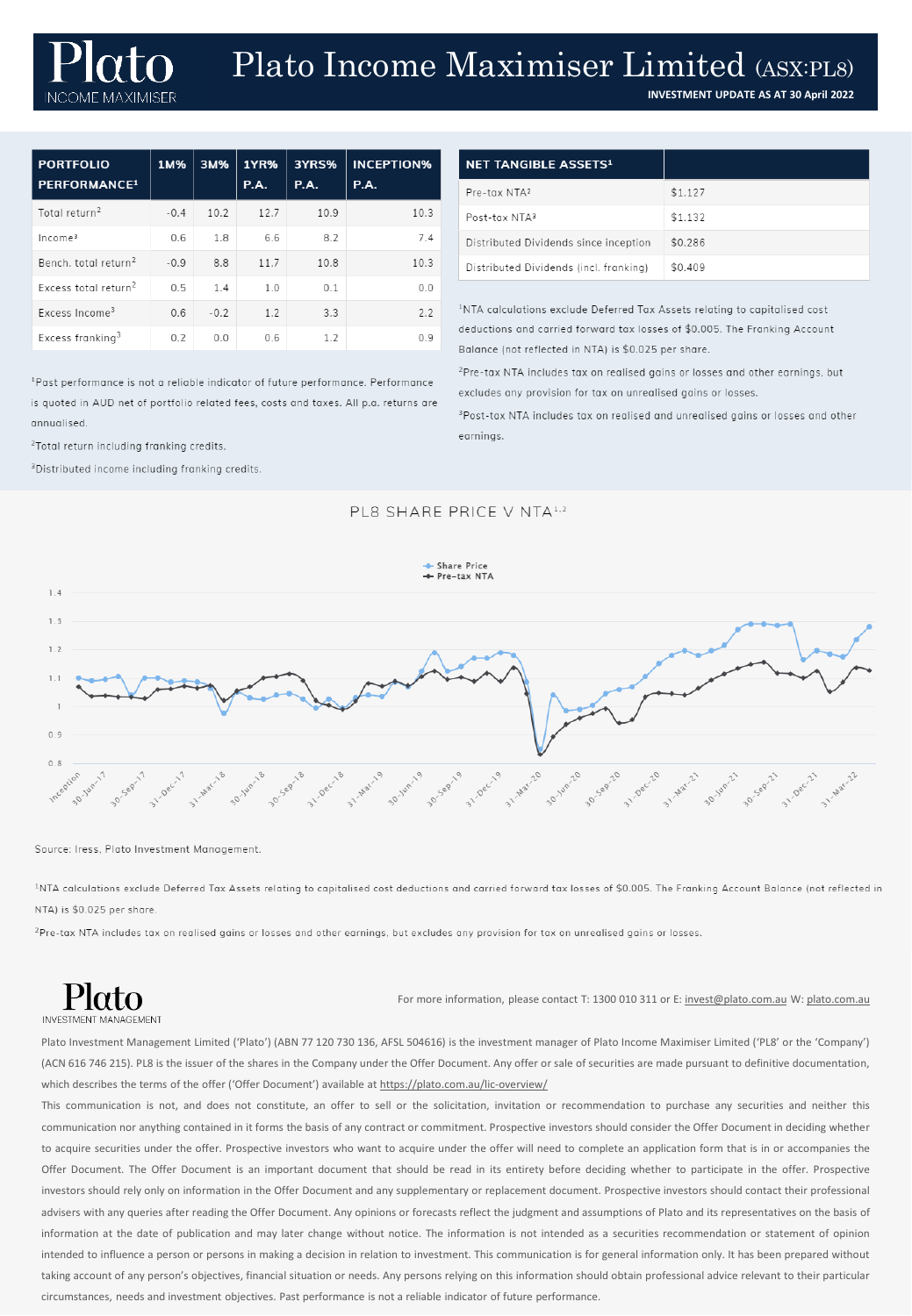# Plato Income Maximiser Limited (ASX:PL8)

Plato INCOME MAXIMISER

**INVESTMENT UPDATE AS AT 30 April 2022**

| PORTFOLIO PERFORMANCE[1] | 1M% | 3M% | 1YR% P.A. | 3YRS% P.A. | INCEPTION% P.A. |
|---|---|---|---|---|---|
| Total return[2] | -0.4 | 10.2 | 12.7 | 10.9 | 10.3 |
| Income[3] | 0.6 | 1.8 | 6.6 | 8.2 | 7.4 |
| Bench. total return[2] | -0.9 | 8.8 | 11.7 | 10.8 | 10.3 |
| Excess total return[2] | 0.5 | 1.4 | 1.0 | 0.1 | 0.0 |
| Excess Income[3] | 0.6 | -0.2 | 1.2 | 3.3 | 2.2 |
| Excess franking[3] | 0.2 | 0.0 | 0.6 | 1.2 | 0.9 |

[1]Past performance is not a reliable indicator of future performance. Performance is quoted in AUD net of portfolio related fees, costs and taxes. All p.a. returns are annualised.

[2]Total return including franking credits.

[3]Distributed income including franking credits.

| NET TANGIBLE ASSETS[1] | |
|---|---|
| Pre-tax NTA[2] | $1.127 |
| Post-tax NTA[3] | $1.132 |
| Distributed Dividends since inception | $0.286 |
| Distributed Dividends (incl. franking) | $0.409 |

[1]NTA calculations exclude Deferred Tax Assets relating to capitalised cost deductions and carried forward tax losses of $0.005. The Franking Account Balance (not reflected in NTA) is $0.025 per share.

[2]Pre-tax NTA includes tax on realised gains or losses and other earnings, but excludes any provision for tax on unrealised gains or losses.

[3]Post-tax NTA includes tax on realised and unrealised gains or losses and other earnings.

## PL8 SHARE PRICE V NTA[1,2]

Share Price
Pre-tax NTA

1.4
1.3
1.2
1.1
1
0.9
0.8

Inception, 30-Jun-17, 30-Sep-17, 31-Dec-17, 31-Mar-18, 30-Jun-18, 30-Sep-18, 31-Dec-18, 31-Mar-19, 30-Jun-19, 30-Sep-19, 31-Dec-19, 31-Mar-20, 30-Jun-20, 30-Sep-20, 31-Dec-20, 31-Mar-21, 30-Jun-21, 30-Sep-21, 31-Dec-21, 31-Mar-22

Source: Iress, Plato Investment Management.

[1]NTA calculations exclude Deferred Tax Assets relating to capitalised cost deductions and carried forward tax losses of $0.005. The Franking Account Balance (not reflected in NTA) is $0.025 per share.

[2]Pre-tax NTA includes tax on realised gains or losses and other earnings, but excludes any provision for tax on unrealised gains or losses.

Plato INVESTMENT MANAGEMENT

For more information, please contact T: 1300 010 311 or E: invest@plato.com.au W: plato.com.au

Plato Investment Management Limited ('Plato') (ABN 77 120 730 136, AFSL 504616) is the investment manager of Plato Income Maximiser Limited ('PL8' or the 'Company') (ACN 616 746 215). PL8 is the issuer of the shares in the Company under the Offer Document. Any offer or sale of securities are made pursuant to definitive documentation, which describes the terms of the offer ('Offer Document') available at https://plato.com.au/lic-overview/

This communication is not, and does not constitute, an offer to sell or the solicitation, invitation or recommendation to purchase any securities and neither this communication nor anything contained in it forms the basis of any contract or commitment. Prospective investors should consider the Offer Document in deciding whether to acquire securities under the offer. Prospective investors who want to acquire under the offer will need to complete an application form that is in or accompanies the Offer Document. The Offer Document is an important document that should be read in its entirety before deciding whether to participate in the offer. Prospective investors should rely only on information in the Offer Document and any supplementary or replacement document. Prospective investors should contact their professional advisers with any queries after reading the Offer Document. Any opinions or forecasts reflect the judgment and assumptions of Plato and its representatives on the basis of information at the date of publication and may later change without notice. The information is not intended as a securities recommendation or statement of opinion intended to influence a person or persons in making a decision in relation to investment. This communication is for general information only. It has been prepared without taking account of any person's objectives, financial situation or needs. Any persons relying on this information should obtain professional advice relevant to their particular circumstances, needs and investment objectives. Past performance is not a reliable indicator of future performance.